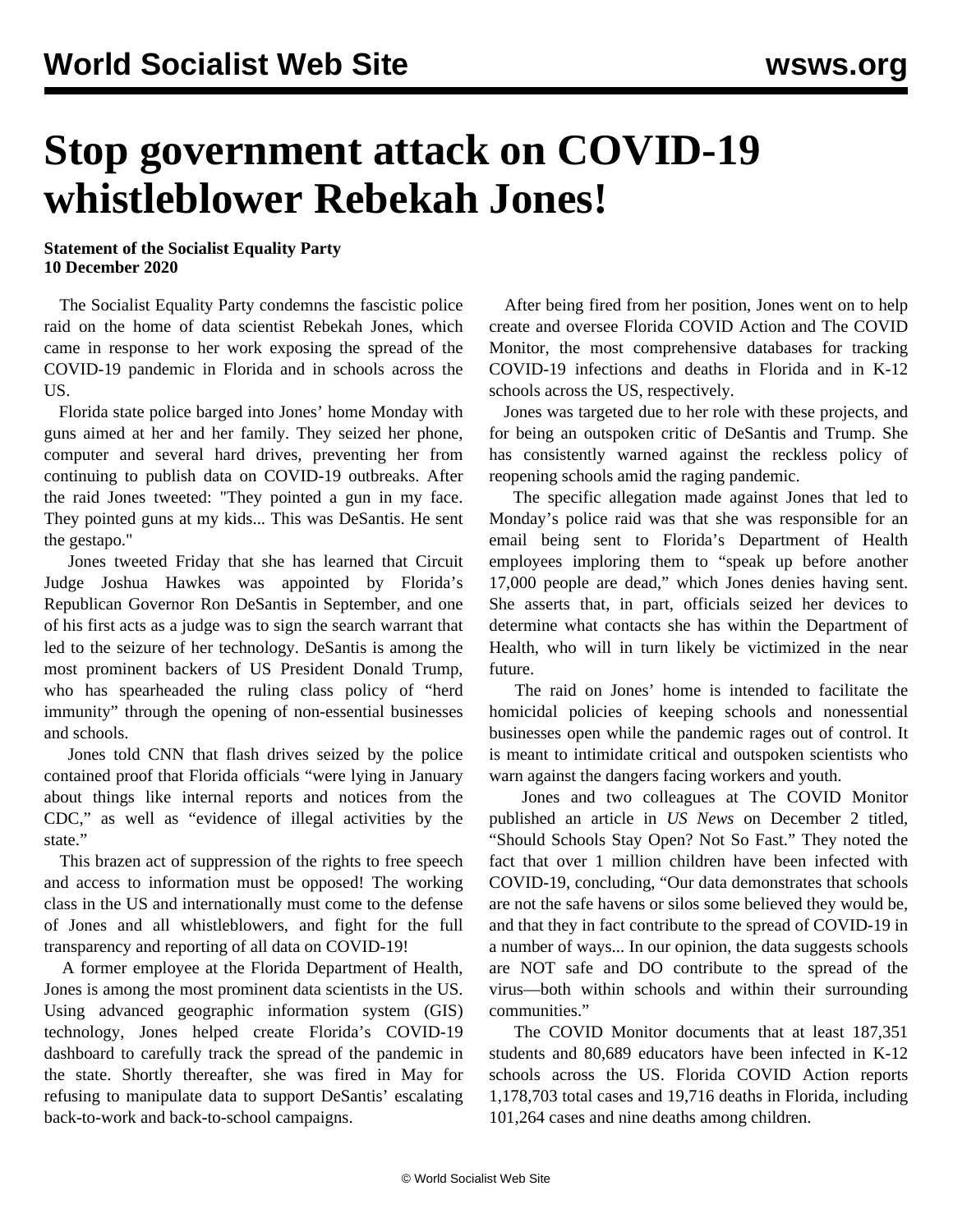# Stop government attack on COVID-19 whistleblower Rebekah Jones!

**Statement of the Socialist Equality Party**
**10 December 2020**

The Socialist Equality Party condemns the fascistic police raid on the home of data scientist Rebekah Jones, which came in response to her work exposing the spread of the COVID-19 pandemic in Florida and in schools across the US.

Florida state police barged into Jones' home Monday with guns aimed at her and her family. They seized her phone, computer and several hard drives, preventing her from continuing to publish data on COVID-19 outbreaks. After the raid Jones tweeted: "They pointed a gun in my face. They pointed guns at my kids... This was DeSantis. He sent the gestapo."

Jones tweeted Friday that she has learned that Circuit Judge Joshua Hawkes was appointed by Florida's Republican Governor Ron DeSantis in September, and one of his first acts as a judge was to sign the search warrant that led to the seizure of her technology. DeSantis is among the most prominent backers of US President Donald Trump, who has spearheaded the ruling class policy of "herd immunity" through the opening of non-essential businesses and schools.

Jones told CNN that flash drives seized by the police contained proof that Florida officials "were lying in January about things like internal reports and notices from the CDC," as well as "evidence of illegal activities by the state."

This brazen act of suppression of the rights to free speech and access to information must be opposed! The working class in the US and internationally must come to the defense of Jones and all whistleblowers, and fight for the full transparency and reporting of all data on COVID-19!

A former employee at the Florida Department of Health, Jones is among the most prominent data scientists in the US. Using advanced geographic information system (GIS) technology, Jones helped create Florida's COVID-19 dashboard to carefully track the spread of the pandemic in the state. Shortly thereafter, she was fired in May for refusing to manipulate data to support DeSantis' escalating back-to-work and back-to-school campaigns.

After being fired from her position, Jones went on to help create and oversee Florida COVID Action and The COVID Monitor, the most comprehensive databases for tracking COVID-19 infections and deaths in Florida and in K-12 schools across the US, respectively.

Jones was targeted due to her role with these projects, and for being an outspoken critic of DeSantis and Trump. She has consistently warned against the reckless policy of reopening schools amid the raging pandemic.

The specific allegation made against Jones that led to Monday's police raid was that she was responsible for an email being sent to Florida's Department of Health employees imploring them to "speak up before another 17,000 people are dead," which Jones denies having sent. She asserts that, in part, officials seized her devices to determine what contacts she has within the Department of Health, who will in turn likely be victimized in the near future.

The raid on Jones' home is intended to facilitate the homicidal policies of keeping schools and nonessential businesses open while the pandemic rages out of control. It is meant to intimidate critical and outspoken scientists who warn against the dangers facing workers and youth.

Jones and two colleagues at The COVID Monitor published an article in *US News* on December 2 titled, "Should Schools Stay Open? Not So Fast." They noted the fact that over 1 million children have been infected with COVID-19, concluding, "Our data demonstrates that schools are not the safe havens or silos some believed they would be, and that they in fact contribute to the spread of COVID-19 in a number of ways... In our opinion, the data suggests schools are NOT safe and DO contribute to the spread of the virus—both within schools and within their surrounding communities."

The COVID Monitor documents that at least 187,351 students and 80,689 educators have been infected in K-12 schools across the US. Florida COVID Action reports 1,178,703 total cases and 19,716 deaths in Florida, including 101,264 cases and nine deaths among children.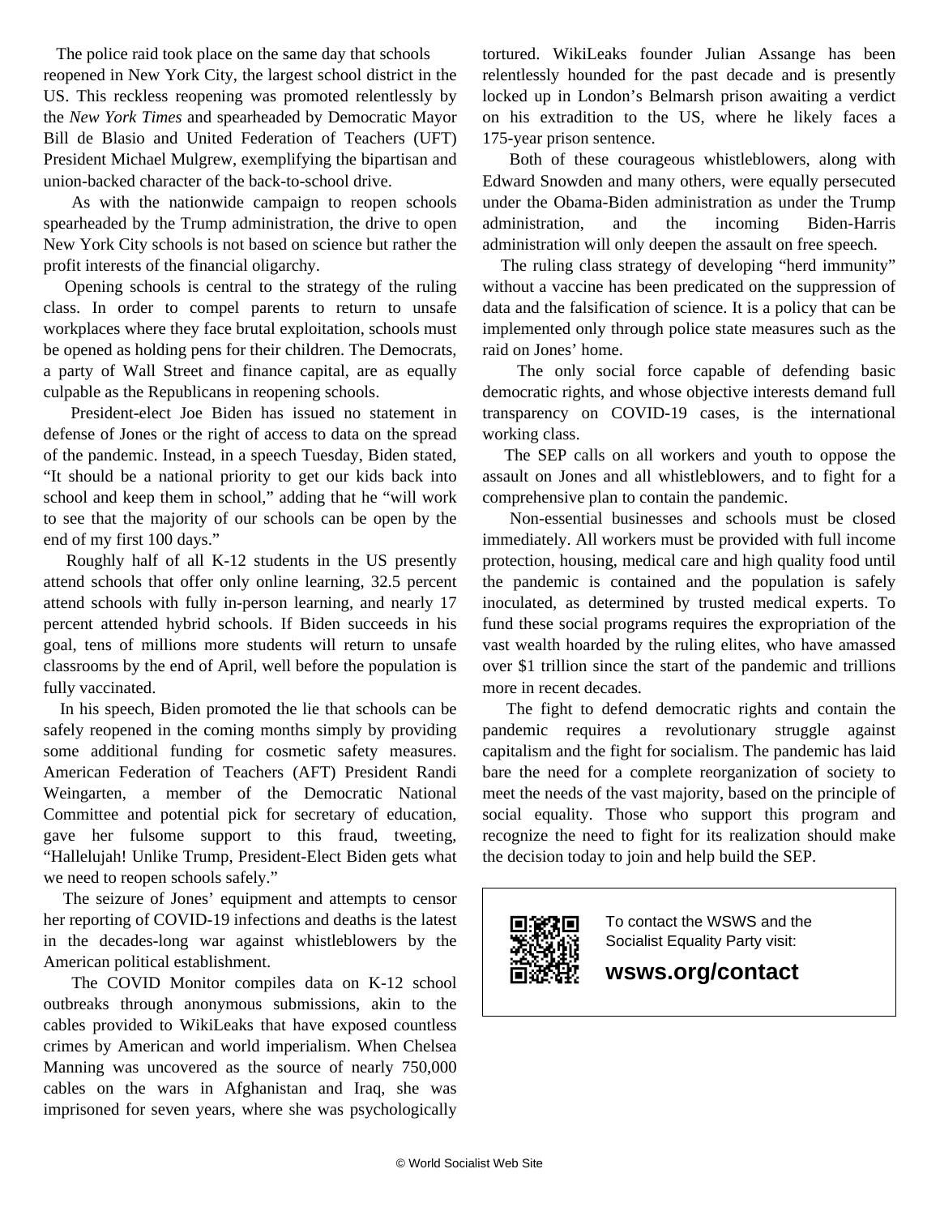The police raid took place on the same day that schools reopened in New York City, the largest school district in the US. This reckless reopening was promoted relentlessly by the *New York Times* and spearheaded by Democratic Mayor Bill de Blasio and United Federation of Teachers (UFT) President Michael Mulgrew, exemplifying the bipartisan and union-backed character of the back-to-school drive.

As with the nationwide campaign to reopen schools spearheaded by the Trump administration, the drive to open New York City schools is not based on science but rather the profit interests of the financial oligarchy.

Opening schools is central to the strategy of the ruling class. In order to compel parents to return to unsafe workplaces where they face brutal exploitation, schools must be opened as holding pens for their children. The Democrats, a party of Wall Street and finance capital, are as equally culpable as the Republicans in reopening schools.

President-elect Joe Biden has issued no statement in defense of Jones or the right of access to data on the spread of the pandemic. Instead, in a speech Tuesday, Biden stated, "It should be a national priority to get our kids back into school and keep them in school," adding that he "will work to see that the majority of our schools can be open by the end of my first 100 days."

Roughly half of all K-12 students in the US presently attend schools that offer only online learning, 32.5 percent attend schools with fully in-person learning, and nearly 17 percent attended hybrid schools. If Biden succeeds in his goal, tens of millions more students will return to unsafe classrooms by the end of April, well before the population is fully vaccinated.

In his speech, Biden promoted the lie that schools can be safely reopened in the coming months simply by providing some additional funding for cosmetic safety measures. American Federation of Teachers (AFT) President Randi Weingarten, a member of the Democratic National Committee and potential pick for secretary of education, gave her fulsome support to this fraud, tweeting, "Hallelujah! Unlike Trump, President-Elect Biden gets what we need to reopen schools safely."

The seizure of Jones' equipment and attempts to censor her reporting of COVID-19 infections and deaths is the latest in the decades-long war against whistleblowers by the American political establishment.

The COVID Monitor compiles data on K-12 school outbreaks through anonymous submissions, akin to the cables provided to WikiLeaks that have exposed countless crimes by American and world imperialism. When Chelsea Manning was uncovered as the source of nearly 750,000 cables on the wars in Afghanistan and Iraq, she was imprisoned for seven years, where she was psychologically tortured. WikiLeaks founder Julian Assange has been relentlessly hounded for the past decade and is presently locked up in London's Belmarsh prison awaiting a verdict on his extradition to the US, where he likely faces a 175-year prison sentence.

Both of these courageous whistleblowers, along with Edward Snowden and many others, were equally persecuted under the Obama-Biden administration as under the Trump administration, and the incoming Biden-Harris administration will only deepen the assault on free speech.

The ruling class strategy of developing "herd immunity" without a vaccine has been predicated on the suppression of data and the falsification of science. It is a policy that can be implemented only through police state measures such as the raid on Jones' home.

The only social force capable of defending basic democratic rights, and whose objective interests demand full transparency on COVID-19 cases, is the international working class.

The SEP calls on all workers and youth to oppose the assault on Jones and all whistleblowers, and to fight for a comprehensive plan to contain the pandemic.

Non-essential businesses and schools must be closed immediately. All workers must be provided with full income protection, housing, medical care and high quality food until the pandemic is contained and the population is safely inoculated, as determined by trusted medical experts. To fund these social programs requires the expropriation of the vast wealth hoarded by the ruling elites, who have amassed over $1 trillion since the start of the pandemic and trillions more in recent decades.

The fight to defend democratic rights and contain the pandemic requires a revolutionary struggle against capitalism and the fight for socialism. The pandemic has laid bare the need for a complete reorganization of society to meet the needs of the vast majority, based on the principle of social equality. Those who support this program and recognize the need to fight for its realization should make the decision today to join and help build the SEP.

To contact the WSWS and the Socialist Equality Party visit:

**wsws.org/contact**